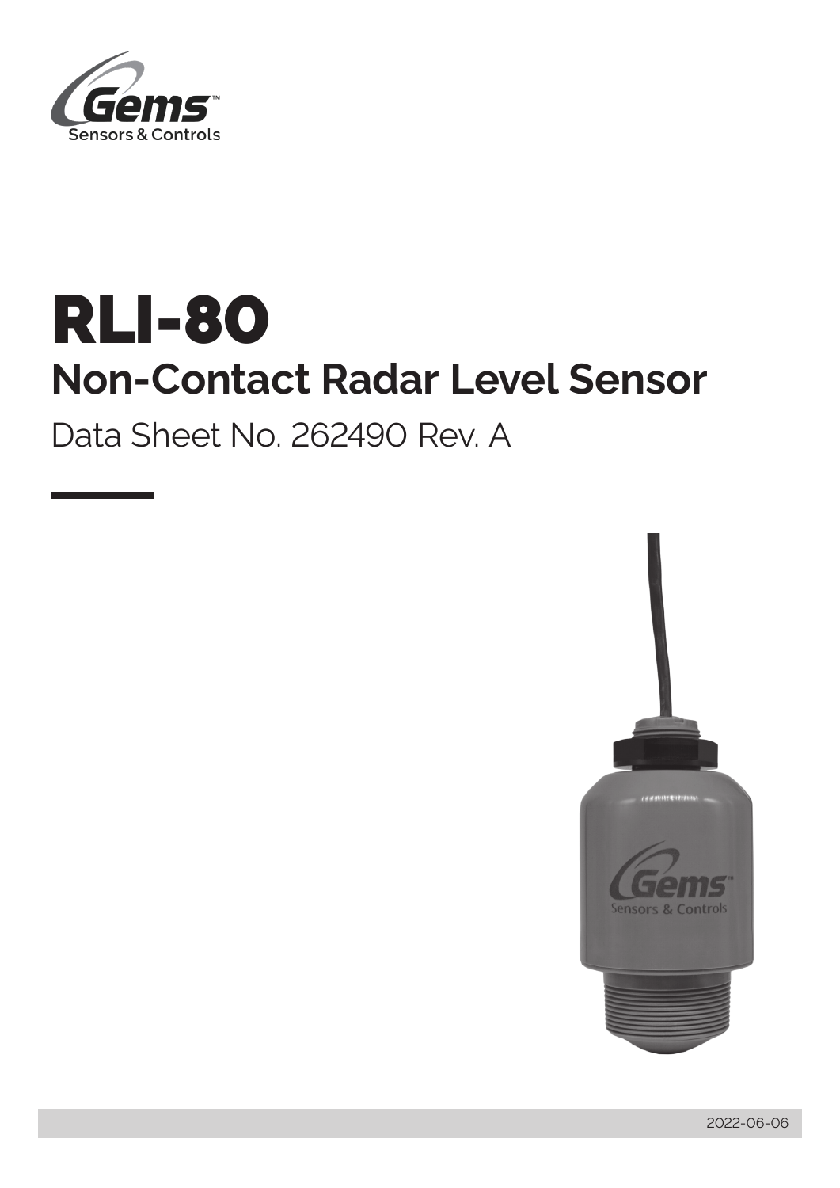# RLI-80

## Non-Contact Radar Level Sensor

Data Sheet No. 262490 Rev. A

2022-06-06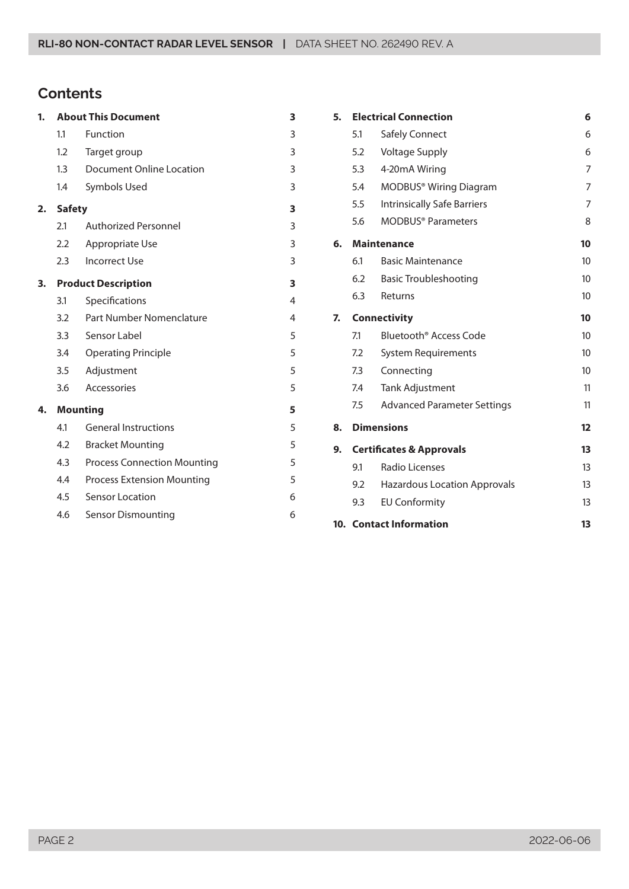## Contents

| | | |
|---|---|---|
| **1.** | **About This Document** | **3** |
| 1.1 | Function | 3 |
| 1.2 | Target group | 3 |
| 1.3 | Document Online Location | 3 |
| 1.4 | Symbols Used | 3 |
| **2.** | **Safety** | **3** |
| 2.1 | Authorized Personnel | 3 |
| 2.2 | Appropriate Use | 3 |
| 2.3 | Incorrect Use | 3 |
| **3.** | **Product Description** | **3** |
| 3.1 | Specifications | 4 |
| 3.2 | Part Number Nomenclature | 4 |
| 3.3 | Sensor Label | 5 |
| 3.4 | Operating Principle | 5 |
| 3.5 | Adjustment | 5 |
| 3.6 | Accessories | 5 |
| **4.** | **Mounting** | **5** |
| 4.1 | General Instructions | 5 |
| 4.2 | Bracket Mounting | 5 |
| 4.3 | Process Connection Mounting | 5 |
| 4.4 | Process Extension Mounting | 5 |
| 4.5 | Sensor Location | 6 |
| 4.6 | Sensor Dismounting | 6 |
| **5.** | **Electrical Connection** | **6** |
| 5.1 | Safely Connect | 6 |
| 5.2 | Voltage Supply | 6 |
| 5.3 | 4-20mA Wiring | 7 |
| 5.4 | MODBUS® Wiring Diagram | 7 |
| 5.5 | Intrinsically Safe Barriers | 7 |
| 5.6 | MODBUS® Parameters | 8 |
| **6.** | **Maintenance** | **10** |
| 6.1 | Basic Maintenance | 10 |
| 6.2 | Basic Troubleshooting | 10 |
| 6.3 | Returns | 10 |
| **7.** | **Connectivity** | **10** |
| 7.1 | Bluetooth® Access Code | 10 |
| 7.2 | System Requirements | 10 |
| 7.3 | Connecting | 10 |
| 7.4 | Tank Adjustment | 11 |
| 7.5 | Advanced Parameter Settings | 11 |
| **8.** | **Dimensions** | **12** |
| **9.** | **Certificates & Approvals** | **13** |
| 9.1 | Radio Licenses | 13 |
| 9.2 | Hazardous Location Approvals | 13 |
| 9.3 | EU Conformity | 13 |
| **10.** | **Contact Information** | **13** |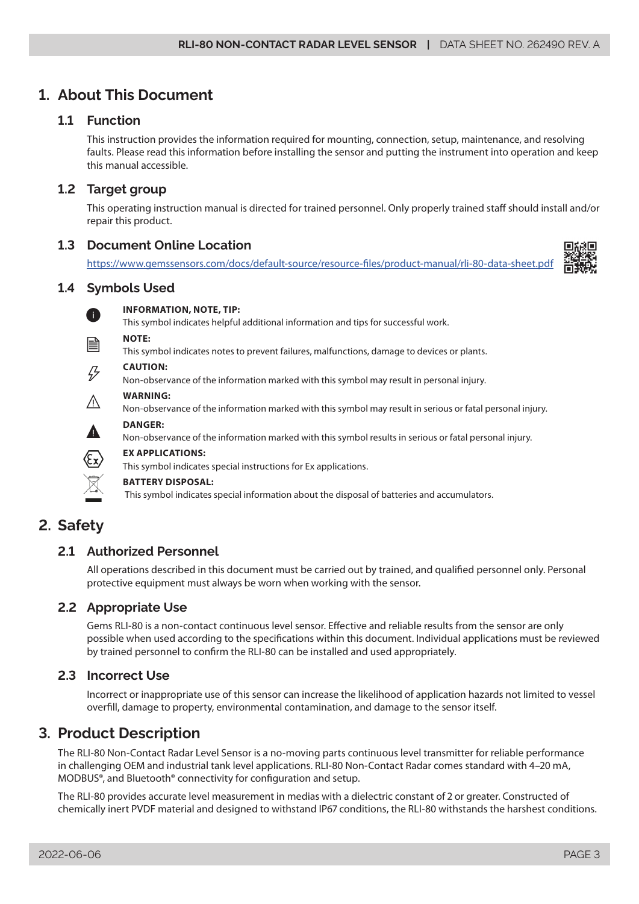# 1. About This Document

## 1.1 Function

This instruction provides the information required for mounting, connection, setup, maintenance, and resolving faults. Please read this information before installing the sensor and putting the instrument into operation and keep this manual accessible.

## 1.2 Target group

This operating instruction manual is directed for trained personnel. Only properly trained staff should install and/or repair this product.

## 1.3 Document Online Location

https://www.gemssensors.com/docs/default-source/resource-files/product-manual/rli-80-data-sheet.pdf

## 1.4 Symbols Used

**INFORMATION, NOTE, TIP:**
This symbol indicates helpful additional information and tips for successful work.

**NOTE:**
This symbol indicates notes to prevent failures, malfunctions, damage to devices or plants.

**CAUTION:**
Non-observance of the information marked with this symbol may result in personal injury.

**WARNING:**
Non-observance of the information marked with this symbol may result in serious or fatal personal injury.

**DANGER:**
Non-observance of the information marked with this symbol results in serious or fatal personal injury.

**EX APPLICATIONS:**
This symbol indicates special instructions for Ex applications.

**BATTERY DISPOSAL:**
This symbol indicates special information about the disposal of batteries and accumulators.

# 2. Safety

## 2.1 Authorized Personnel

All operations described in this document must be carried out by trained, and qualified personnel only. Personal protective equipment must always be worn when working with the sensor.

## 2.2 Appropriate Use

Gems RLI-80 is a non-contact continuous level sensor. Effective and reliable results from the sensor are only possible when used according to the specifications within this document. Individual applications must be reviewed by trained personnel to confirm the RLI-80 can be installed and used appropriately.

## 2.3 Incorrect Use

Incorrect or inappropriate use of this sensor can increase the likelihood of application hazards not limited to vessel overfill, damage to property, environmental contamination, and damage to the sensor itself.

# 3. Product Description

The RLI-80 Non-Contact Radar Level Sensor is a no-moving parts continuous level transmitter for reliable performance in challenging OEM and industrial tank level applications. RLI-80 Non-Contact Radar comes standard with 4–20 mA, MODBUS®, and Bluetooth® connectivity for configuration and setup.

The RLI-80 provides accurate level measurement in medias with a dielectric constant of 2 or greater. Constructed of chemically inert PVDF material and designed to withstand IP67 conditions, the RLI-80 withstands the harshest conditions.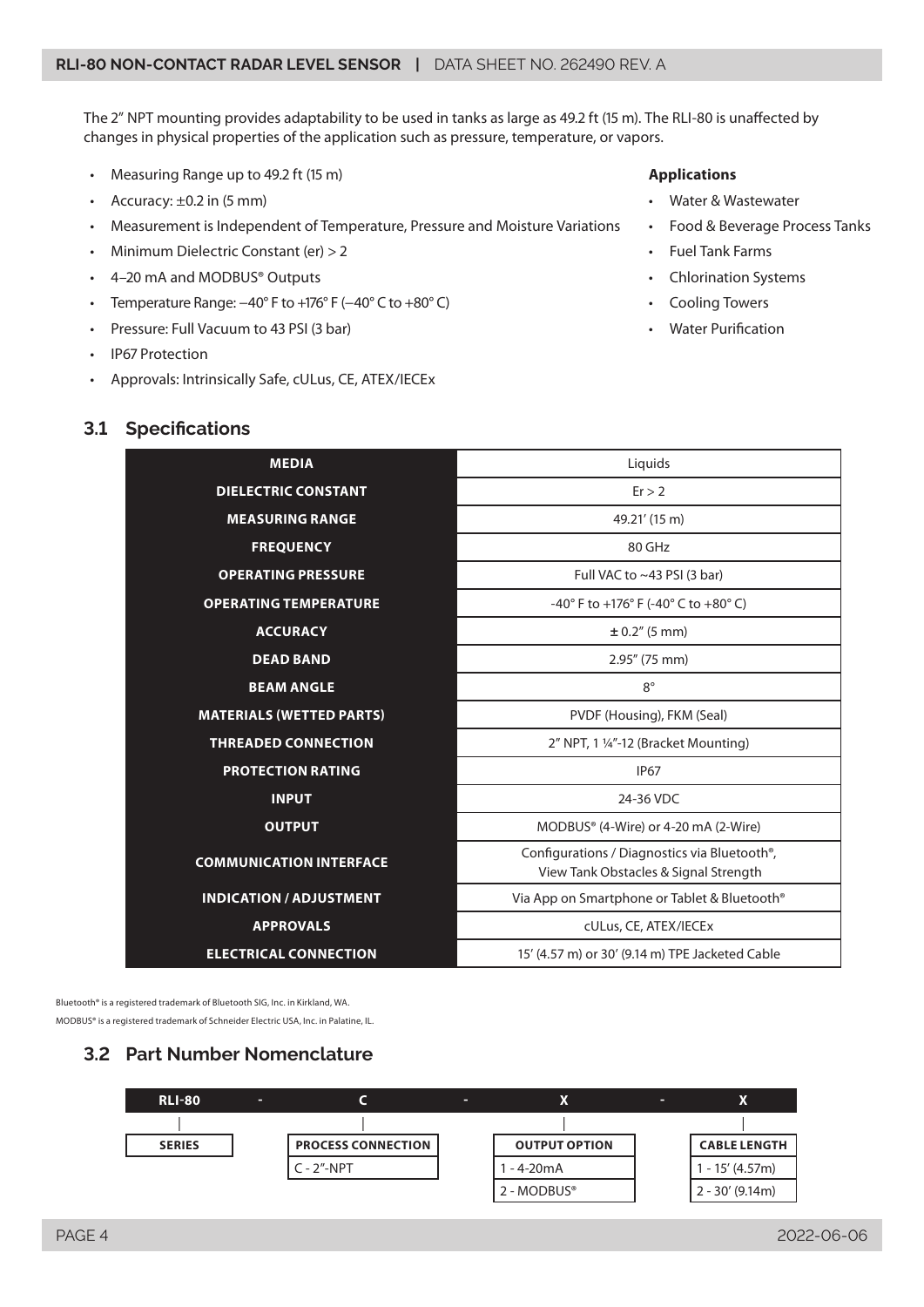The 2" NPT mounting provides adaptability to be used in tanks as large as 49.2 ft (15 m). The RLI-80 is unaffected by changes in physical properties of the application such as pressure, temperature, or vapors.

- Measuring Range up to 49.2 ft (15 m)
- Accuracy: ±0.2 in (5 mm)
- Measurement is Independent of Temperature, Pressure and Moisture Variations
- Minimum Dielectric Constant (er) > 2
- 4–20 mA and MODBUS® Outputs
- Temperature Range: –40° F to +176° F (–40° C to +80° C)
- Pressure: Full Vacuum to 43 PSI (3 bar)
- IP67 Protection
- Approvals: Intrinsically Safe, cULus, CE, ATEX/IECEx

**Applications**

- Water & Wastewater
- Food & Beverage Process Tanks
- Fuel Tank Farms
- Chlorination Systems
- Cooling Towers
- Water Purification

## 3.1 Specifications

| | |
|---|---|
| **MEDIA** | Liquids |
| **DIELECTRIC CONSTANT** | Er > 2 |
| **MEASURING RANGE** | 49.21' (15 m) |
| **FREQUENCY** | 80 GHz |
| **OPERATING PRESSURE** | Full VAC to ~43 PSI (3 bar) |
| **OPERATING TEMPERATURE** | -40° F to +176° F (-40° C to +80° C) |
| **ACCURACY** | ± 0.2" (5 mm) |
| **DEAD BAND** | 2.95" (75 mm) |
| **BEAM ANGLE** | 8° |
| **MATERIALS (WETTED PARTS)** | PVDF (Housing), FKM (Seal) |
| **THREADED CONNECTION** | 2" NPT, 1 ¼"-12 (Bracket Mounting) |
| **PROTECTION RATING** | IP67 |
| **INPUT** | 24-36 VDC |
| **OUTPUT** | MODBUS® (4-Wire) or 4-20 mA (2-Wire) |
| **COMMUNICATION INTERFACE** | Configurations / Diagnostics via Bluetooth®, View Tank Obstacles & Signal Strength |
| **INDICATION / ADJUSTMENT** | Via App on Smartphone or Tablet & Bluetooth® |
| **APPROVALS** | cULus, CE, ATEX/IECEx |
| **ELECTRICAL CONNECTION** | 15' (4.57 m) or 30' (9.14 m) TPE Jacketed Cable |

Bluetooth® is a registered trademark of Bluetooth SIG, Inc. in Kirkland, WA.
MODBUS® is a registered trademark of Schneider Electric USA, Inc. in Palatine, IL.

## 3.2 Part Number Nomenclature

| RLI-80 | - C | - X | - X |
|---|---|---|---|
| **SERIES** | **PROCESS CONNECTION** | **OUTPUT OPTION** | **CABLE LENGTH** |
| | C - 2"-NPT | 1 - 4-20mA | 1 - 15' (4.57m) |
| | | 2 - MODBUS® | 2 - 30' (9.14m) |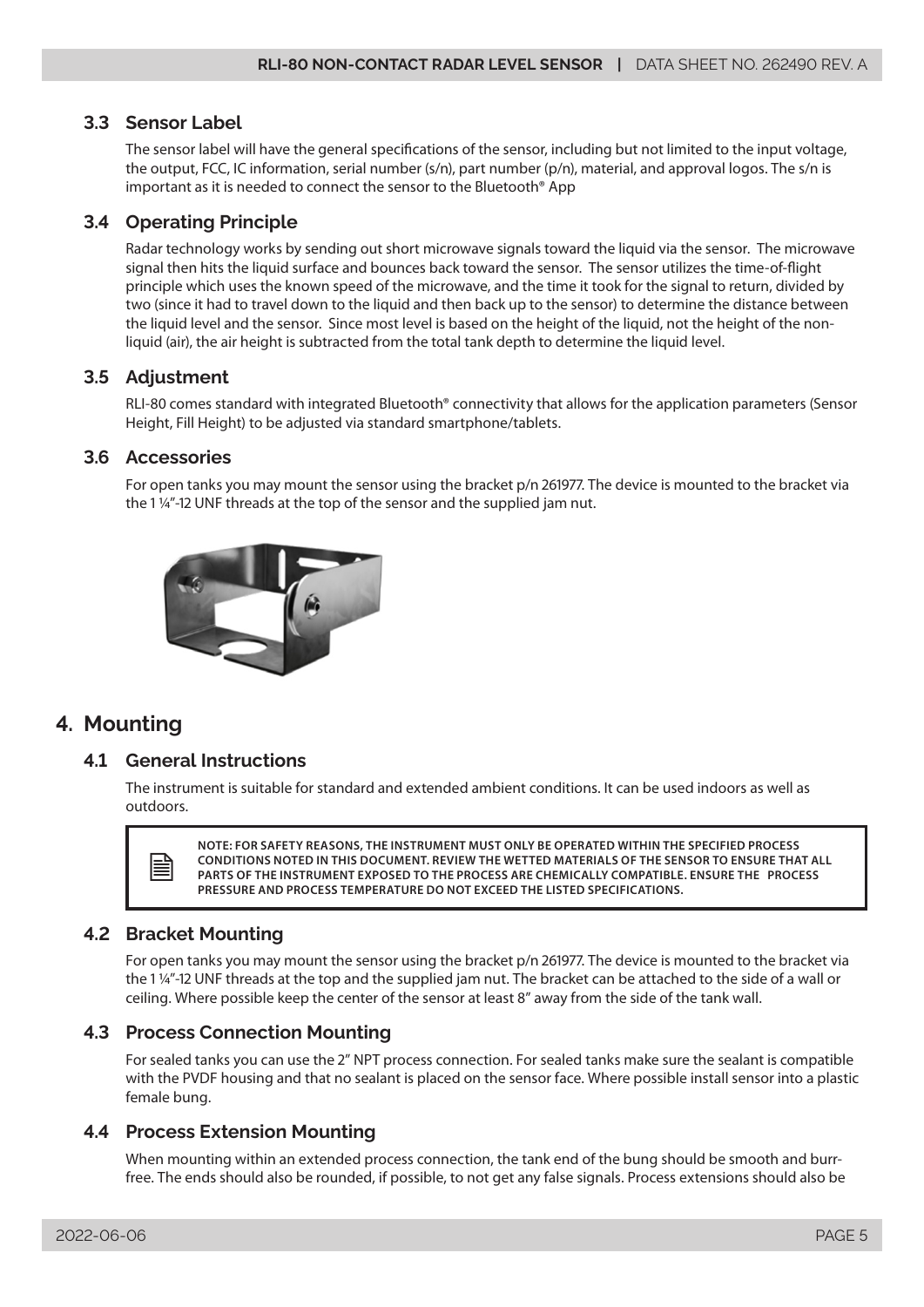### 3.3 Sensor Label

The sensor label will have the general specifications of the sensor, including but not limited to the input voltage, the output, FCC, IC information, serial number (s/n), part number (p/n), material, and approval logos. The s/n is important as it is needed to connect the sensor to the Bluetooth® App

### 3.4 Operating Principle

Radar technology works by sending out short microwave signals toward the liquid via the sensor. The microwave signal then hits the liquid surface and bounces back toward the sensor. The sensor utilizes the time-of-flight principle which uses the known speed of the microwave, and the time it took for the signal to return, divided by two (since it had to travel down to the liquid and then back up to the sensor) to determine the distance between the liquid level and the sensor. Since most level is based on the height of the liquid, not the height of the non-liquid (air), the air height is subtracted from the total tank depth to determine the liquid level.

### 3.5 Adjustment

RLI-80 comes standard with integrated Bluetooth® connectivity that allows for the application parameters (Sensor Height, Fill Height) to be adjusted via standard smartphone/tablets.

### 3.6 Accessories

For open tanks you may mount the sensor using the bracket p/n 261977. The device is mounted to the bracket via the 1 ¼"-12 UNF threads at the top of the sensor and the supplied jam nut.

## 4. Mounting

### 4.1 General Instructions

The instrument is suitable for standard and extended ambient conditions. It can be used indoors as well as outdoors.

> **NOTE: FOR SAFETY REASONS, THE INSTRUMENT MUST ONLY BE OPERATED WITHIN THE SPECIFIED PROCESS CONDITIONS NOTED IN THIS DOCUMENT. REVIEW THE WETTED MATERIALS OF THE SENSOR TO ENSURE THAT ALL PARTS OF THE INSTRUMENT EXPOSED TO THE PROCESS ARE CHEMICALLY COMPATIBLE. ENSURE THE PROCESS PRESSURE AND PROCESS TEMPERATURE DO NOT EXCEED THE LISTED SPECIFICATIONS.**

### 4.2 Bracket Mounting

For open tanks you may mount the sensor using the bracket p/n 261977. The device is mounted to the bracket via the 1 ¼"-12 UNF threads at the top and the supplied jam nut. The bracket can be attached to the side of a wall or ceiling. Where possible keep the center of the sensor at least 8" away from the side of the tank wall.

### 4.3 Process Connection Mounting

For sealed tanks you can use the 2" NPT process connection. For sealed tanks make sure the sealant is compatible with the PVDF housing and that no sealant is placed on the sensor face. Where possible install sensor into a plastic female bung.

### 4.4 Process Extension Mounting

When mounting within an extended process connection, the tank end of the bung should be smooth and burr-free. The ends should also be rounded, if possible, to not get any false signals. Process extensions should also be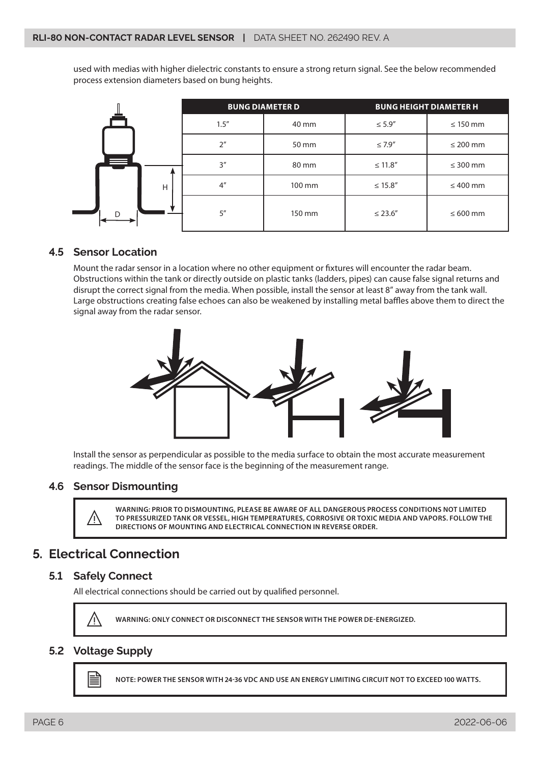used with medias with higher dielectric constants to ensure a strong return signal. See the below recommended process extension diameters based on bung heights.

| BUNG DIAMETER D | | BUNG HEIGHT DIAMETER H | |
|---|---|---|---|
| 1.5″ | 40 mm | ≤ 5.9″ | ≤ 150 mm |
| 2″ | 50 mm | ≤ 7.9″ | ≤ 200 mm |
| 3″ | 80 mm | ≤ 11.8″ | ≤ 300 mm |
| 4″ | 100 mm | ≤ 15.8″ | ≤ 400 mm |
| 5″ | 150 mm | ≤ 23.6″ | ≤ 600 mm |

### 4.5 Sensor Location

Mount the radar sensor in a location where no other equipment or fixtures will encounter the radar beam. Obstructions within the tank or directly outside on plastic tanks (ladders, pipes) can cause false signal returns and disrupt the correct signal from the media. When possible, install the sensor at least 8″ away from the tank wall. Large obstructions creating false echoes can also be weakened by installing metal baffles above them to direct the signal away from the radar sensor.

Install the sensor as perpendicular as possible to the media surface to obtain the most accurate measurement readings. The middle of the sensor face is the beginning of the measurement range.

### 4.6 Sensor Dismounting

> ⚠ **WARNING: PRIOR TO DISMOUNTING, PLEASE BE AWARE OF ALL DANGEROUS PROCESS CONDITIONS NOT LIMITED TO PRESSURIZED TANK OR VESSEL, HIGH TEMPERATURES, CORROSIVE OR TOXIC MEDIA AND VAPORS. FOLLOW THE DIRECTIONS OF MOUNTING AND ELECTRICAL CONNECTION IN REVERSE ORDER.**

## 5. Electrical Connection

### 5.1 Safely Connect

All electrical connections should be carried out by qualified personnel.

> ⚠ **WARNING: ONLY CONNECT OR DISCONNECT THE SENSOR WITH THE POWER DE-ENERGIZED.**

### 5.2 Voltage Supply

> **NOTE: POWER THE SENSOR WITH 24-36 VDC AND USE AN ENERGY LIMITING CIRCUIT NOT TO EXCEED 100 WATTS.**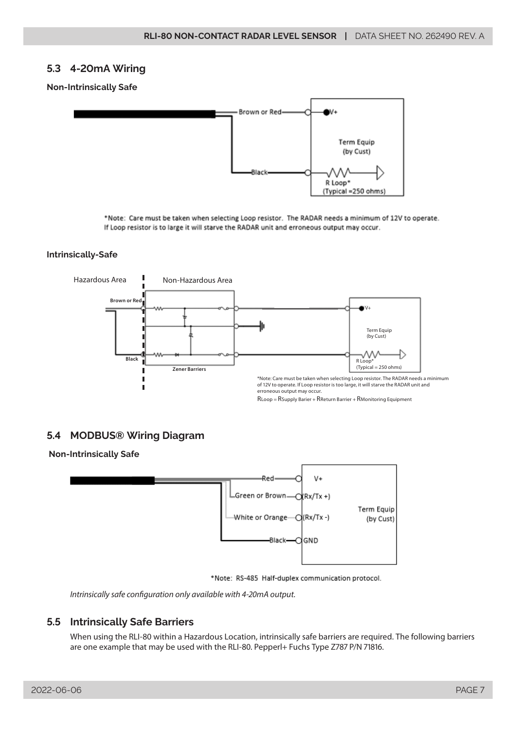## 5.3 4-20mA Wiring

**Non-Intrinsically Safe**

Brown or Red — V+

Term Equip (by Cust)

Black — R Loop* (Typical =250 ohms)

*Note: Care must be taken when selecting Loop resistor. The RADAR needs a minimum of 12V to operate. If Loop resistor is to large it will starve the RADAR unit and erroneous output may occur.

**Intrinsically-Safe**

Hazardous Area | Non-Hazardous Area

Brown or Red

Black

Zener Barriers

V+

Term Equip (by Cust)

R Loop* (Typical = 250 ohms)

*Note: Care must be taken when selecting Loop resistor. The RADAR needs a minimum of 12V to operate. If Loop resistor is too large, it will starve the RADAR unit and erroneous output may occur.

$R_{Loop} = R_{Supply\ Barier} + R_{Return\ Barrier} + R_{Monitoring\ Equipment}$

## 5.4 MODBUS® Wiring Diagram

**Non-Intrinsically Safe**

Red — V+

Green or Brown — (Rx/Tx +)

White or Orange — (Rx/Tx -)

Black — GND

Term Equip (by Cust)

*Note: RS-485 Half-duplex communication protocol.

*Intrinsically safe configuration only available with 4-20mA output.*

## 5.5 Intrinsically Safe Barriers

When using the RLI-80 within a Hazardous Location, intrinsically safe barriers are required. The following barriers are one example that may be used with the RLI-80. Pepperl+ Fuchs Type Z787 P/N 71816.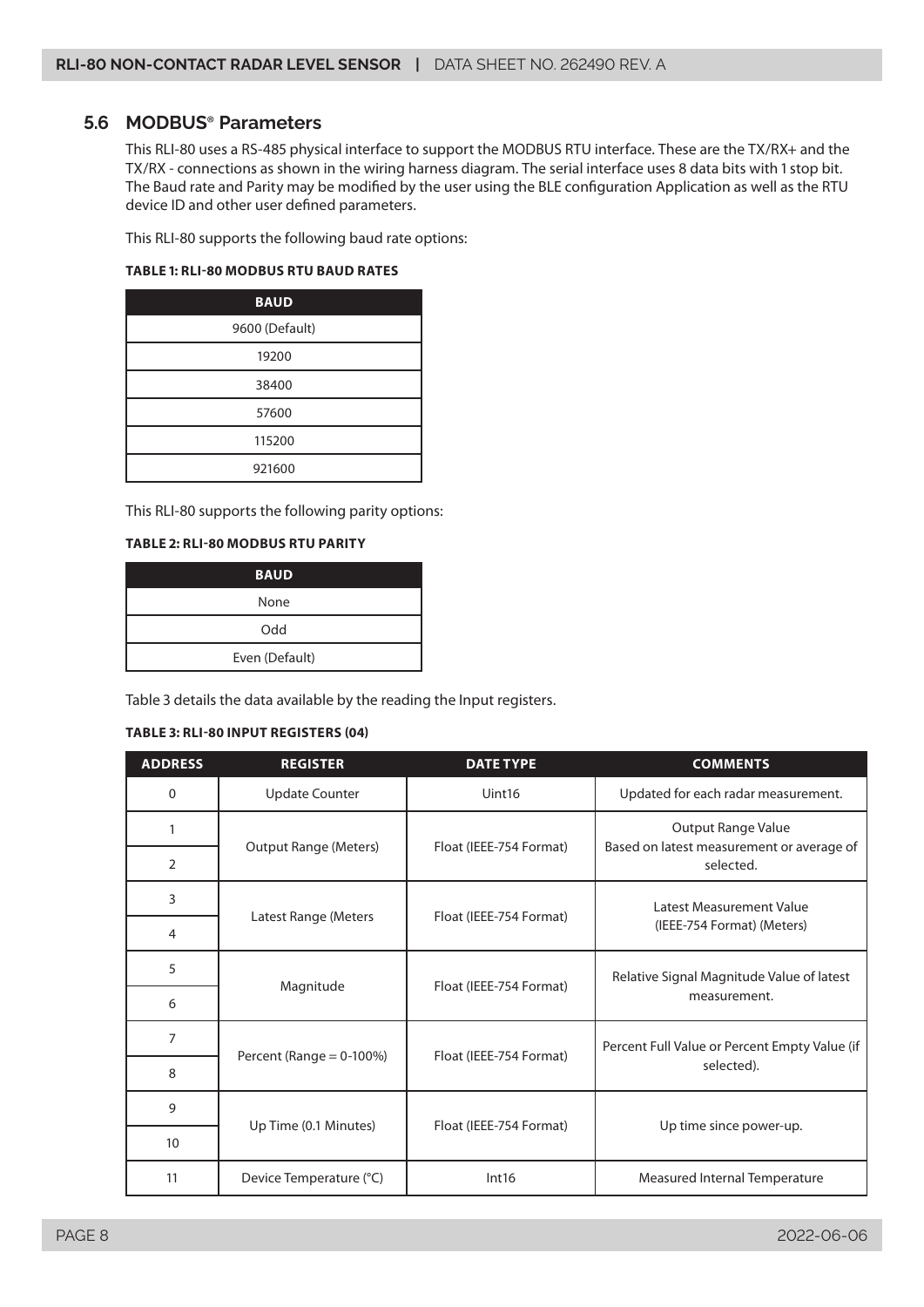## 5.6 MODBUS® Parameters

This RLI-80 uses a RS-485 physical interface to support the MODBUS RTU interface. These are the TX/RX+ and the TX/RX - connections as shown in the wiring harness diagram. The serial interface uses 8 data bits with 1 stop bit. The Baud rate and Parity may be modified by the user using the BLE configuration Application as well as the RTU device ID and other user defined parameters.

This RLI-80 supports the following baud rate options:

**TABLE 1: RLI-80 MODBUS RTU BAUD RATES**

| BAUD |
|---|
| 9600 (Default) |
| 19200 |
| 38400 |
| 57600 |
| 115200 |
| 921600 |

This RLI-80 supports the following parity options:

**TABLE 2: RLI-80 MODBUS RTU PARITY**

| BAUD |
|---|
| None |
| Odd |
| Even (Default) |

Table 3 details the data available by the reading the Input registers.

**TABLE 3: RLI-80 INPUT REGISTERS (04)**

| ADDRESS | REGISTER | DATE TYPE | COMMENTS |
|---|---|---|---|
| 0 | Update Counter | Uint16 | Updated for each radar measurement. |
| 1<br>2 | Output Range (Meters) | Float (IEEE-754 Format) | Output Range Value<br>Based on latest measurement or average of selected. |
| 3<br>4 | Latest Range (Meters | Float (IEEE-754 Format) | Latest Measurement Value<br>(IEEE-754 Format) (Meters) |
| 5<br>6 | Magnitude | Float (IEEE-754 Format) | Relative Signal Magnitude Value of latest measurement. |
| 7<br>8 | Percent (Range = 0-100%) | Float (IEEE-754 Format) | Percent Full Value or Percent Empty Value (if selected). |
| 9<br>10 | Up Time (0.1 Minutes) | Float (IEEE-754 Format) | Up time since power-up. |
| 11 | Device Temperature (°C) | Int16 | Measured Internal Temperature |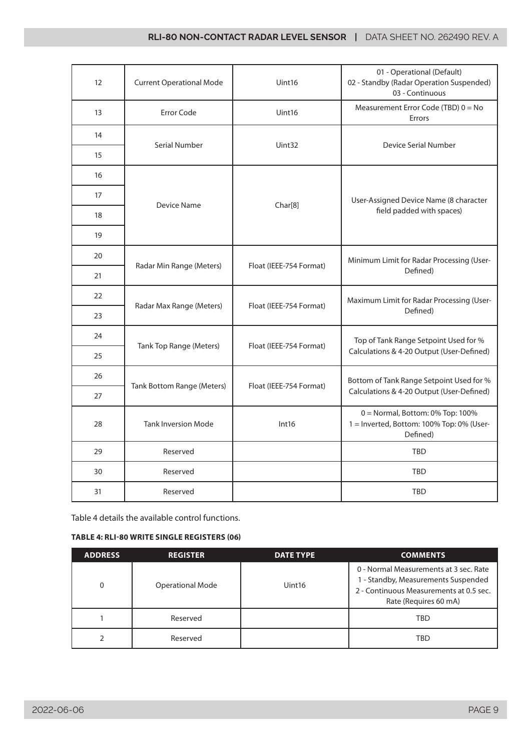| | | | |
|---|---|---|---|
| 12 | Current Operational Mode | Uint16 | 01 - Operational (Default)<br>02 - Standby (Radar Operation Suspended)<br>03 - Continuous |
| 13 | Error Code | Uint16 | Measurement Error Code (TBD) 0 = No Errors |
| 14 | Serial Number | Uint32 | Device Serial Number |
| 15 | | | |
| 16 | Device Name | Char[8] | User-Assigned Device Name (8 character field padded with spaces) |
| 17 | | | |
| 18 | | | |
| 19 | | | |
| 20 | Radar Min Range (Meters) | Float (IEEE-754 Format) | Minimum Limit for Radar Processing (User-Defined) |
| 21 | | | |
| 22 | Radar Max Range (Meters) | Float (IEEE-754 Format) | Maximum Limit for Radar Processing (User-Defined) |
| 23 | | | |
| 24 | Tank Top Range (Meters) | Float (IEEE-754 Format) | Top of Tank Range Setpoint Used for % Calculations & 4-20 Output (User-Defined) |
| 25 | | | |
| 26 | Tank Bottom Range (Meters) | Float (IEEE-754 Format) | Bottom of Tank Range Setpoint Used for % Calculations & 4-20 Output (User-Defined) |
| 27 | | | |
| 28 | Tank Inversion Mode | Int16 | 0 = Normal, Bottom: 0% Top: 100%<br>1 = Inverted, Bottom: 100% Top: 0% (User-Defined) |
| 29 | Reserved | | TBD |
| 30 | Reserved | | TBD |
| 31 | Reserved | | TBD |

Table 4 details the available control functions.

**TABLE 4: RLI-80 WRITE SINGLE REGISTERS (06)**

| ADDRESS | REGISTER | DATE TYPE | COMMENTS |
|---|---|---|---|
| 0 | Operational Mode | Uint16 | 0 - Normal Measurements at 3 sec. Rate<br>1 - Standby, Measurements Suspended<br>2 - Continuous Measurements at 0.5 sec. Rate (Requires 60 mA) |
| 1 | Reserved | | TBD |
| 2 | Reserved | | TBD |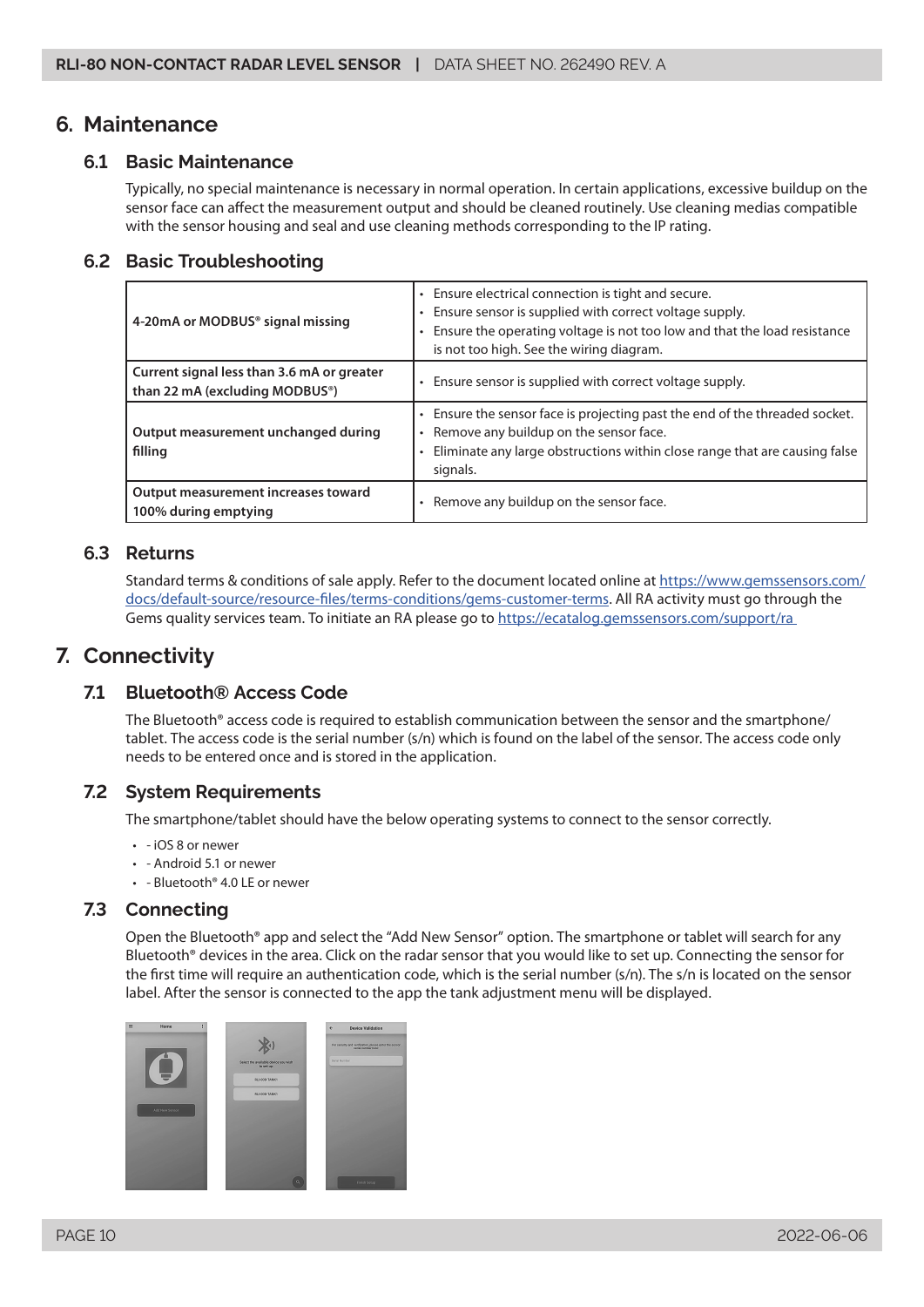# 6. Maintenance

## 6.1 Basic Maintenance

Typically, no special maintenance is necessary in normal operation. In certain applications, excessive buildup on the sensor face can affect the measurement output and should be cleaned routinely. Use cleaning medias compatible with the sensor housing and seal and use cleaning methods corresponding to the IP rating.

## 6.2 Basic Troubleshooting

| | |
|---|---|
| **4-20mA or MODBUS® signal missing** | • Ensure electrical connection is tight and secure.<br>• Ensure sensor is supplied with correct voltage supply.<br>• Ensure the operating voltage is not too low and that the load resistance is not too high. See the wiring diagram. |
| **Current signal less than 3.6 mA or greater than 22 mA (excluding MODBUS®)** | • Ensure sensor is supplied with correct voltage supply. |
| **Output measurement unchanged during filling** | • Ensure the sensor face is projecting past the end of the threaded socket.<br>• Remove any buildup on the sensor face.<br>• Eliminate any large obstructions within close range that are causing false signals. |
| **Output measurement increases toward 100% during emptying** | • Remove any buildup on the sensor face. |

## 6.3 Returns

Standard terms & conditions of sale apply. Refer to the document located online at https://www.gemssensors.com/docs/default-source/resource-files/terms-conditions/gems-customer-terms. All RA activity must go through the Gems quality services team. To initiate an RA please go to https://ecatalog.gemssensors.com/support/ra

# 7. Connectivity

## 7.1 Bluetooth® Access Code

The Bluetooth® access code is required to establish communication between the sensor and the smartphone/tablet. The access code is the serial number (s/n) which is found on the label of the sensor. The access code only needs to be entered once and is stored in the application.

## 7.2 System Requirements

The smartphone/tablet should have the below operating systems to connect to the sensor correctly.

- - iOS 8 or newer
- - Android 5.1 or newer
- - Bluetooth® 4.0 LE or newer

## 7.3 Connecting

Open the Bluetooth® app and select the "Add New Sensor" option. The smartphone or tablet will search for any Bluetooth® devices in the area. Click on the radar sensor that you would like to set up. Connecting the sensor for the first time will require an authentication code, which is the serial number (s/n). The s/n is located on the sensor label. After the sensor is connected to the app the tank adjustment menu will be displayed.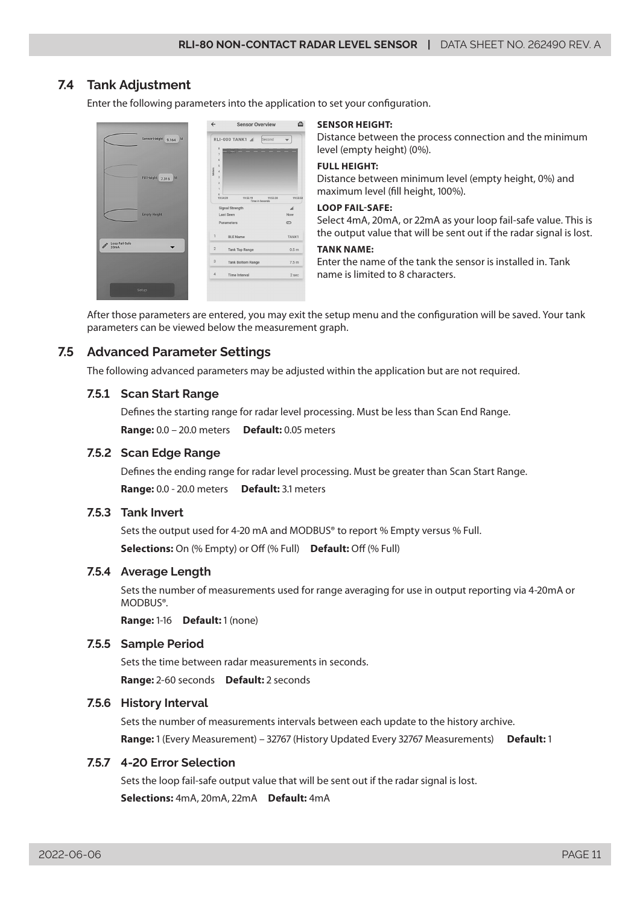## 7.4 Tank Adjustment

Enter the following parameters into the application to set your configuration.

**SENSOR HEIGHT:**
Distance between the process connection and the minimum level (empty height) (0%).

**FULL HEIGHT:**
Distance between minimum level (empty height, 0%) and maximum level (fill height, 100%).

**LOOP FAIL-SAFE:**
Select 4mA, 20mA, or 22mA as your loop fail-safe value. This is the output value that will be sent out if the radar signal is lost.

**TANK NAME:**
Enter the name of the tank the sensor is installed in. Tank name is limited to 8 characters.

After those parameters are entered, you may exit the setup menu and the configuration will be saved. Your tank parameters can be viewed below the measurement graph.

## 7.5 Advanced Parameter Settings

The following advanced parameters may be adjusted within the application but are not required.

### 7.5.1 Scan Start Range

Defines the starting range for radar level processing. Must be less than Scan End Range.

**Range:** 0.0 – 20.0 meters **Default:** 0.05 meters

### 7.5.2 Scan Edge Range

Defines the ending range for radar level processing. Must be greater than Scan Start Range.

**Range:** 0.0 - 20.0 meters **Default:** 3.1 meters

### 7.5.3 Tank Invert

Sets the output used for 4-20 mA and MODBUS® to report % Empty versus % Full.

**Selections:** On (% Empty) or Off (% Full) **Default:** Off (% Full)

### 7.5.4 Average Length

Sets the number of measurements used for range averaging for use in output reporting via 4-20mA or MODBUS®.

**Range:** 1-16 **Default:** 1 (none)

### 7.5.5 Sample Period

Sets the time between radar measurements in seconds.

**Range:** 2-60 seconds **Default:** 2 seconds

### 7.5.6 History Interval

Sets the number of measurements intervals between each update to the history archive.

**Range:** 1 (Every Measurement) – 32767 (History Updated Every 32767 Measurements) **Default:** 1

### 7.5.7 4-20 Error Selection

Sets the loop fail-safe output value that will be sent out if the radar signal is lost.

**Selections:** 4mA, 20mA, 22mA **Default:** 4mA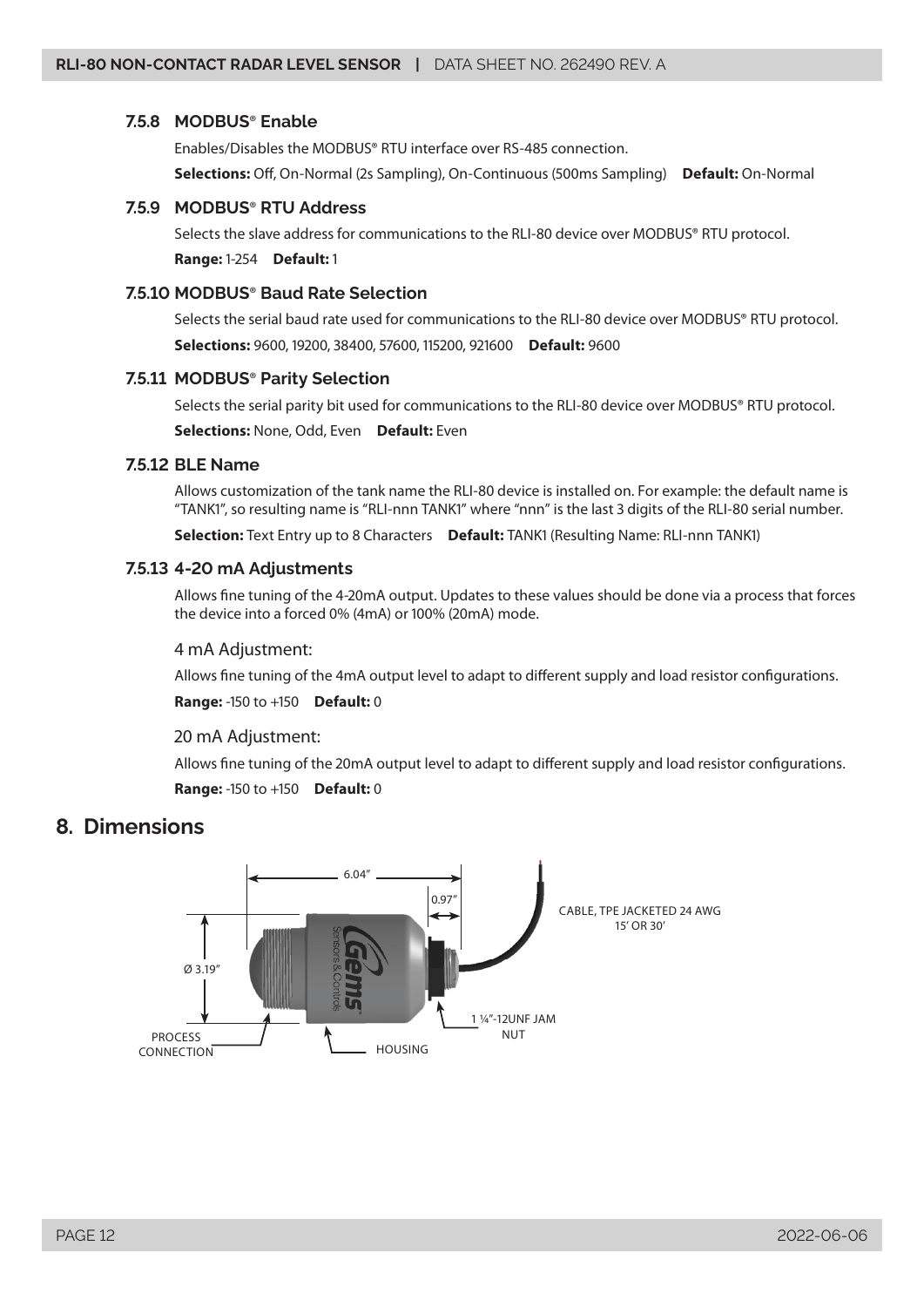### 7.5.8 MODBUS® Enable

Enables/Disables the MODBUS® RTU interface over RS-485 connection.

**Selections:** Off, On-Normal (2s Sampling), On-Continuous (500ms Sampling) **Default:** On-Normal

### 7.5.9 MODBUS® RTU Address

Selects the slave address for communications to the RLI-80 device over MODBUS® RTU protocol.

**Range:** 1-254 **Default:** 1

### 7.5.10 MODBUS® Baud Rate Selection

Selects the serial baud rate used for communications to the RLI-80 device over MODBUS® RTU protocol.

**Selections:** 9600, 19200, 38400, 57600, 115200, 921600 **Default:** 9600

### 7.5.11 MODBUS® Parity Selection

Selects the serial parity bit used for communications to the RLI-80 device over MODBUS® RTU protocol.

**Selections:** None, Odd, Even **Default:** Even

### 7.5.12 BLE Name

Allows customization of the tank name the RLI-80 device is installed on. For example: the default name is "TANK1", so resulting name is "RLI-nnn TANK1" where "nnn" is the last 3 digits of the RLI-80 serial number.

**Selection:** Text Entry up to 8 Characters **Default:** TANK1 (Resulting Name: RLI-nnn TANK1)

### 7.5.13 4-20 mA Adjustments

Allows fine tuning of the 4-20mA output. Updates to these values should be done via a process that forces the device into a forced 0% (4mA) or 100% (20mA) mode.

4 mA Adjustment:

Allows fine tuning of the 4mA output level to adapt to different supply and load resistor configurations.

**Range:** -150 to +150 **Default:** 0

20 mA Adjustment:

Allows fine tuning of the 20mA output level to adapt to different supply and load resistor configurations.

**Range:** -150 to +150 **Default:** 0

## 8. Dimensions

6.04″

0.97″

Ø 3.19″

CABLE, TPE JACKETED 24 AWG 15′ OR 30′

1 ¼″-12UNF JAM NUT

PROCESS CONNECTION

HOUSING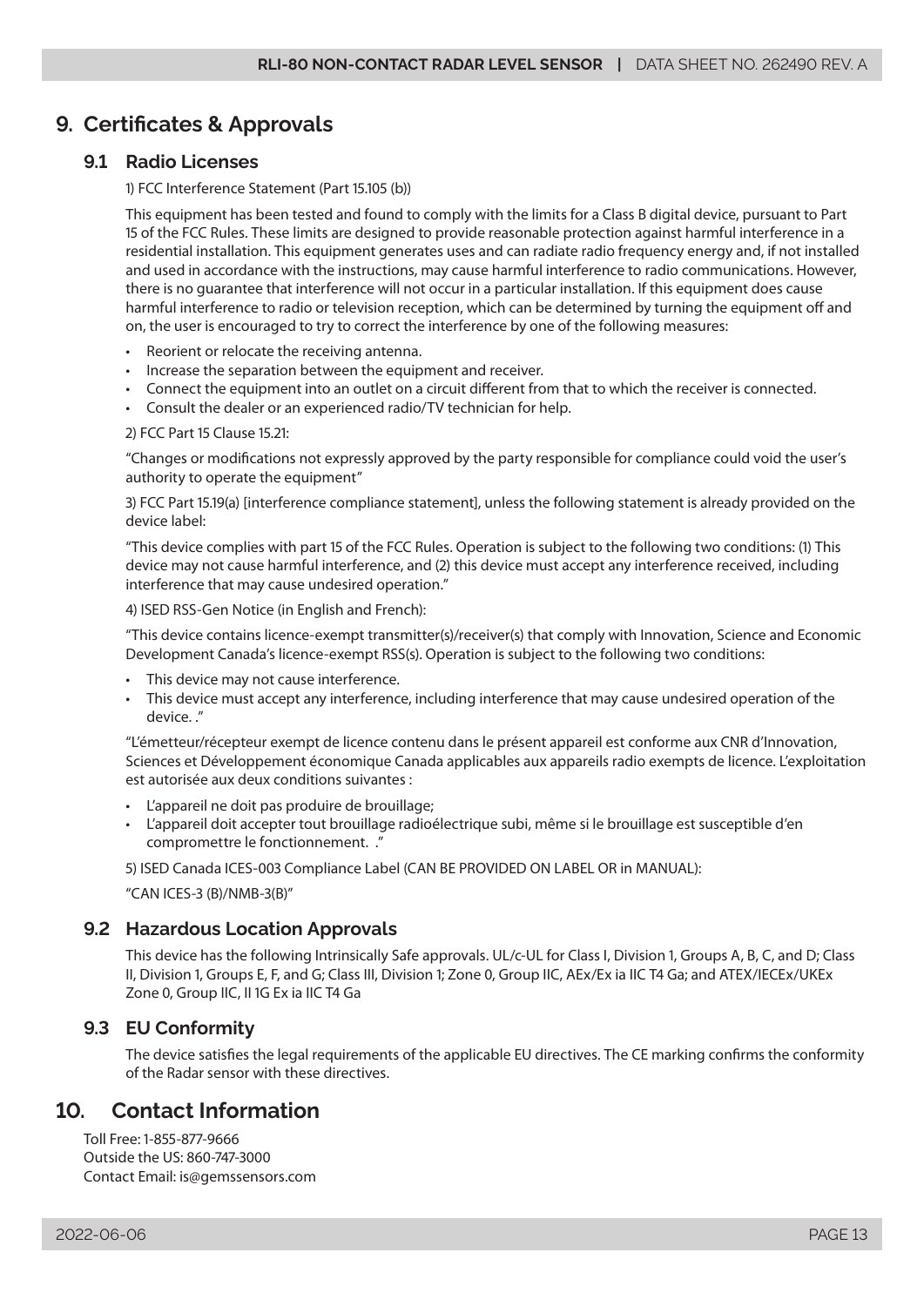# 9. Certificates & Approvals

## 9.1 Radio Licenses

1) FCC Interference Statement (Part 15.105 (b))

This equipment has been tested and found to comply with the limits for a Class B digital device, pursuant to Part 15 of the FCC Rules. These limits are designed to provide reasonable protection against harmful interference in a residential installation. This equipment generates uses and can radiate radio frequency energy and, if not installed and used in accordance with the instructions, may cause harmful interference to radio communications. However, there is no guarantee that interference will not occur in a particular installation. If this equipment does cause harmful interference to radio or television reception, which can be determined by turning the equipment off and on, the user is encouraged to try to correct the interference by one of the following measures:

- Reorient or relocate the receiving antenna.
- Increase the separation between the equipment and receiver.
- Connect the equipment into an outlet on a circuit different from that to which the receiver is connected.
- Consult the dealer or an experienced radio/TV technician for help.

2) FCC Part 15 Clause 15.21:

"Changes or modifications not expressly approved by the party responsible for compliance could void the user's authority to operate the equipment"

3) FCC Part 15.19(a) [interference compliance statement], unless the following statement is already provided on the device label:

"This device complies with part 15 of the FCC Rules. Operation is subject to the following two conditions: (1) This device may not cause harmful interference, and (2) this device must accept any interference received, including interference that may cause undesired operation."

4) ISED RSS-Gen Notice (in English and French):

"This device contains licence-exempt transmitter(s)/receiver(s) that comply with Innovation, Science and Economic Development Canada's licence-exempt RSS(s). Operation is subject to the following two conditions:

- This device may not cause interference.
- This device must accept any interference, including interference that may cause undesired operation of the device. ."

"L'émetteur/récepteur exempt de licence contenu dans le présent appareil est conforme aux CNR d'Innovation, Sciences et Développement économique Canada applicables aux appareils radio exempts de licence. L'exploitation est autorisée aux deux conditions suivantes :

- L'appareil ne doit pas produire de brouillage;
- L'appareil doit accepter tout brouillage radioélectrique subi, même si le brouillage est susceptible d'en compromettre le fonctionnement. ."

5) ISED Canada ICES-003 Compliance Label (CAN BE PROVIDED ON LABEL OR in MANUAL):

"CAN ICES-3 (B)/NMB-3(B)"

## 9.2 Hazardous Location Approvals

This device has the following Intrinsically Safe approvals. UL/c-UL for Class I, Division 1, Groups A, B, C, and D; Class II, Division 1, Groups E, F, and G; Class III, Division 1; Zone 0, Group IIC, AEx/Ex ia IIC T4 Ga; and ATEX/IECEx/UKEx Zone 0, Group IIC, II 1G Ex ia IIC T4 Ga

## 9.3 EU Conformity

The device satisfies the legal requirements of the applicable EU directives. The CE marking confirms the conformity of the Radar sensor with these directives.

# 10. Contact Information

Toll Free: 1-855-877-9666
Outside the US: 860-747-3000
Contact Email: is@gemssensors.com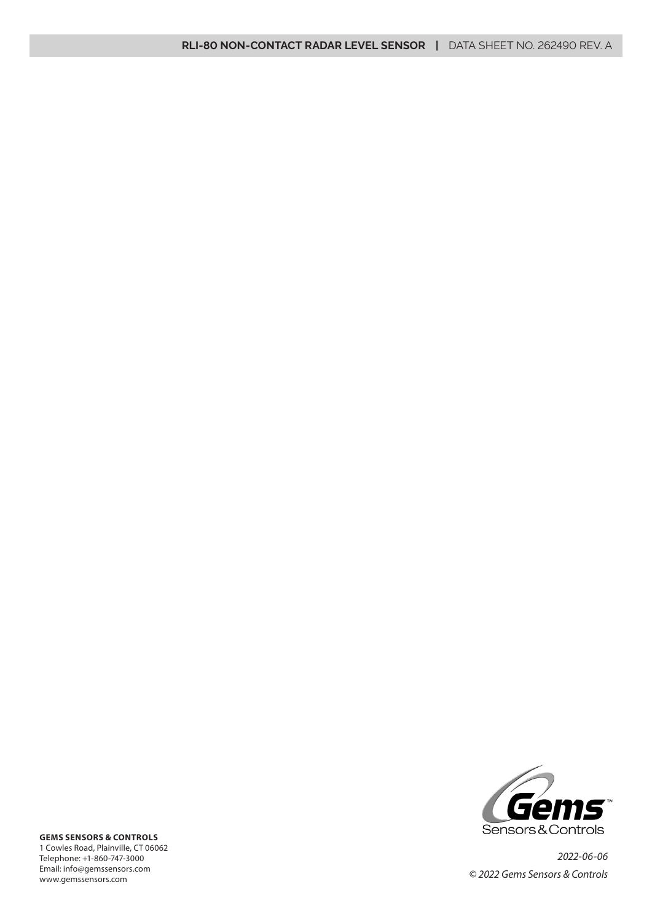**GEMS SENSORS & CONTROLS**
1 Cowles Road, Plainville, CT 06062
Telephone: +1-860-747-3000
Email: info@gemssensors.com
www.gemssensors.com

Gems™ Sensors & Controls

*2022-06-06*

*© 2022 Gems Sensors & Controls*